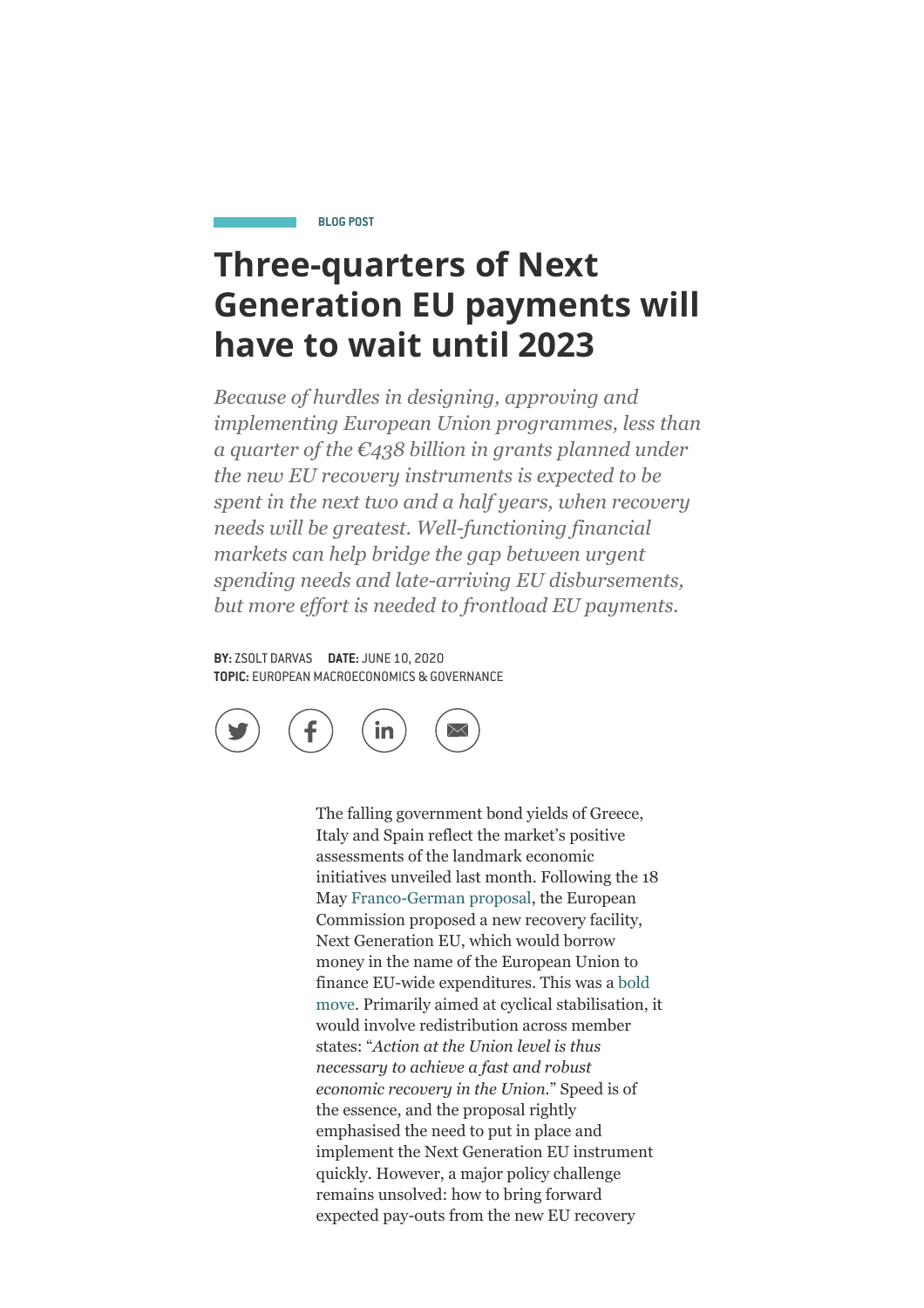BLOG POST

# Three-quarters of Next Generation EU payments will have to wait until 2023

*Because of hurdles in designing, approving and implementing European Union programmes, less than a quarter of the €438 billion in grants planned under the new EU recovery instruments is expected to be spent in the next two and a half years, when recovery needs will be greatest. Well-functioning financial markets can help bridge the gap between urgent spending needs and late-arriving EU disbursements, but more effort is needed to frontload EU payments.*

**BY:** ZSOLT DARVAS **DATE:** JUNE 10, 2020
**TOPIC:** EUROPEAN MACROECONOMICS & GOVERNANCE

The falling government bond yields of Greece, Italy and Spain reflect the market's positive assessments of the landmark economic initiatives unveiled last month. Following the 18 May Franco-German proposal, the European Commission proposed a new recovery facility, Next Generation EU, which would borrow money in the name of the European Union to finance EU-wide expenditures. This was a bold move. Primarily aimed at cyclical stabilisation, it would involve redistribution across member states: "*Action at the Union level is thus necessary to achieve a fast and robust economic recovery in the Union.*" Speed is of the essence, and the proposal rightly emphasised the need to put in place and implement the Next Generation EU instrument quickly. However, a major policy challenge remains unsolved: how to bring forward expected pay-outs from the new EU recovery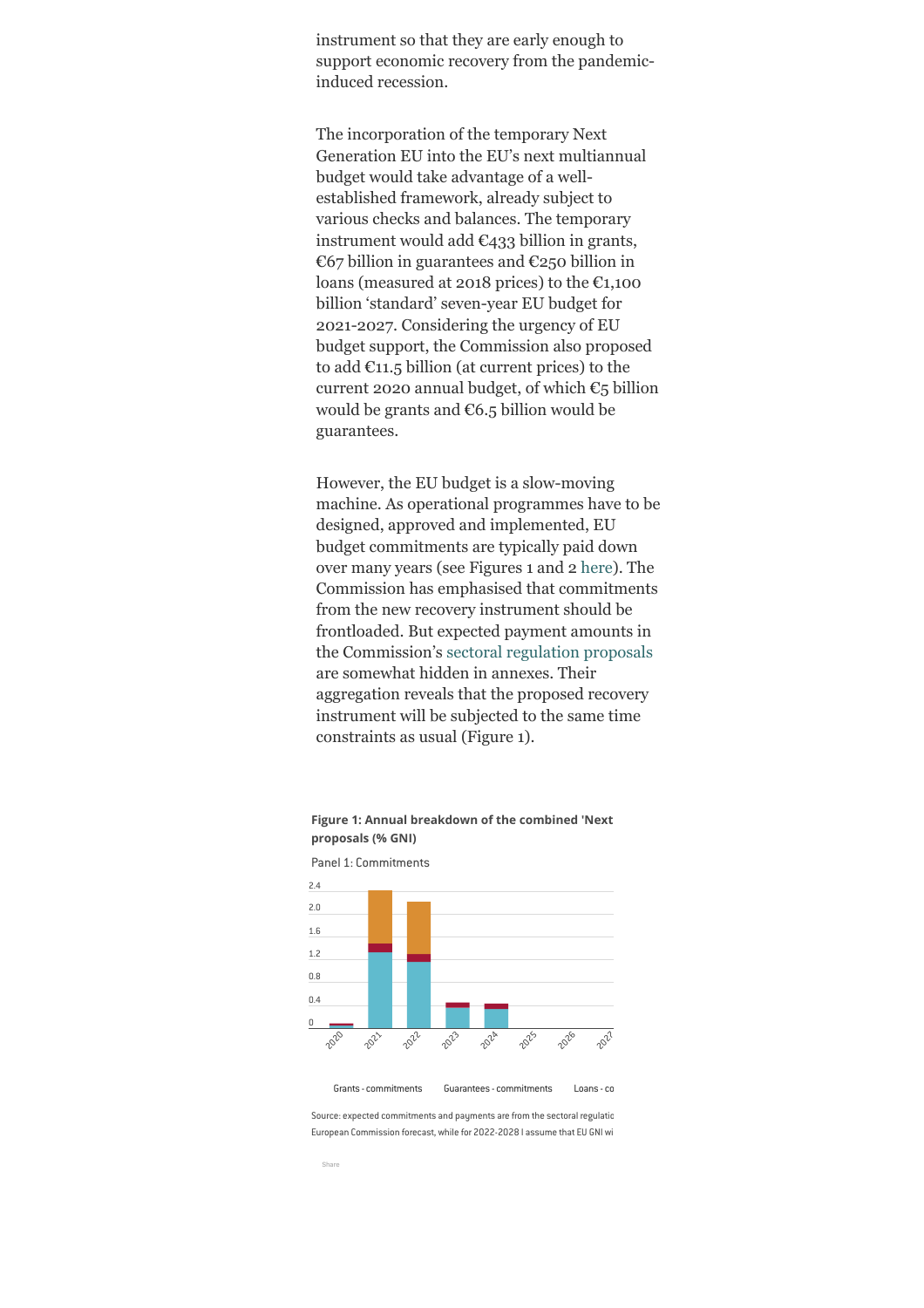instrument so that they are early enough to support economic recovery from the pandemic-induced recession.

The incorporation of the temporary Next Generation EU into the EU's next multiannual budget would take advantage of a well-established framework, already subject to various checks and balances. The temporary instrument would add €433 billion in grants, €67 billion in guarantees and €250 billion in loans (measured at 2018 prices) to the €1,100 billion 'standard' seven-year EU budget for 2021-2027. Considering the urgency of EU budget support, the Commission also proposed to add €11.5 billion (at current prices) to the current 2020 annual budget, of which €5 billion would be grants and €6.5 billion would be guarantees.

However, the EU budget is a slow-moving machine. As operational programmes have to be designed, approved and implemented, EU budget commitments are typically paid down over many years (see Figures 1 and 2 here). The Commission has emphasised that commitments from the new recovery instrument should be frontloaded. But expected payment amounts in the Commission's sectoral regulation proposals are somewhat hidden in annexes. Their aggregation reveals that the proposed recovery instrument will be subjected to the same time constraints as usual (Figure 1).

**Figure 1: Annual breakdown of the combined 'Next proposals (% GNI)**

Panel 1: Commitments

2.4
2.0
1.6
1.2
0.8
0.4
0

2020 2021 2022 2023 2024 2025 2026 2027

Grants - commitments    Guarantees - commitments    Loans - co

Source: expected commitments and payments are from the sectoral regulatio
European Commission forecast, while for 2022-2028 I assume that EU GNI wi

Share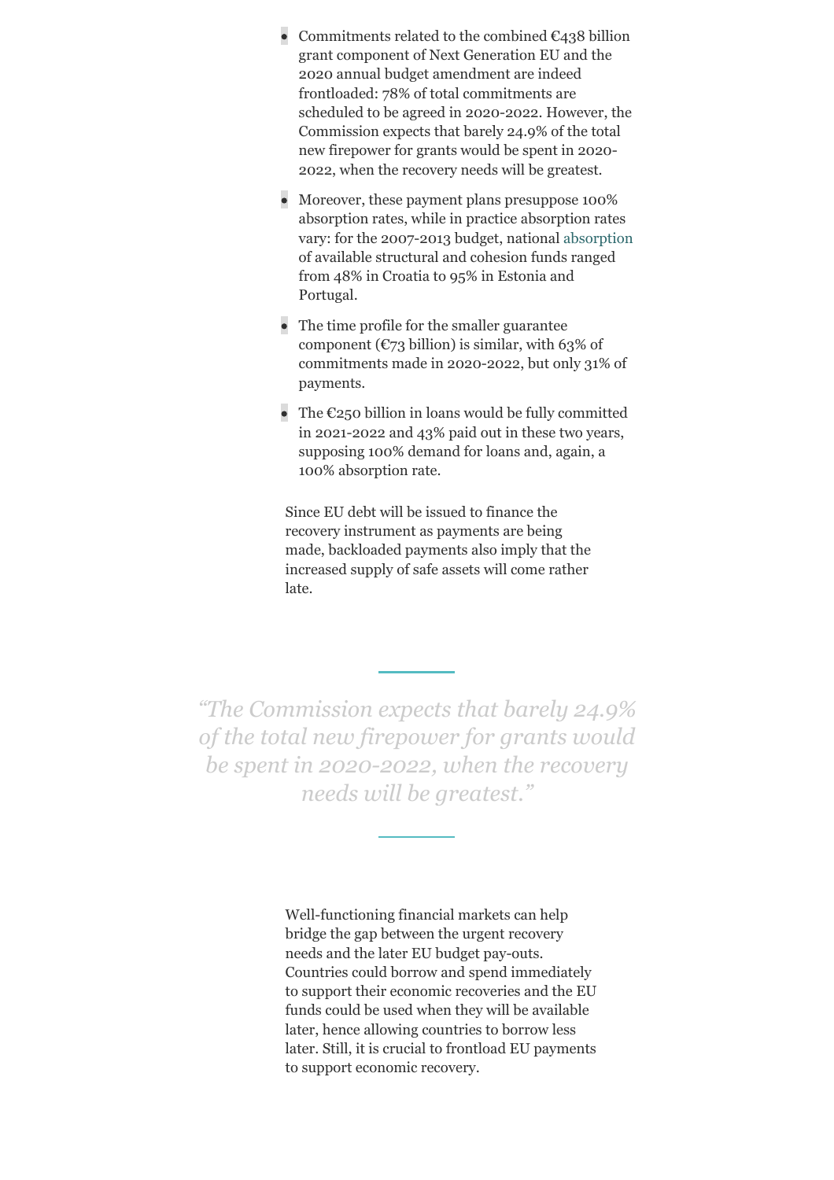- Commitments related to the combined €438 billion grant component of Next Generation EU and the 2020 annual budget amendment are indeed frontloaded: 78% of total commitments are scheduled to be agreed in 2020-2022. However, the Commission expects that barely 24.9% of the total new firepower for grants would be spent in 2020-2022, when the recovery needs will be greatest.
- Moreover, these payment plans presuppose 100% absorption rates, while in practice absorption rates vary: for the 2007-2013 budget, national absorption of available structural and cohesion funds ranged from 48% in Croatia to 95% in Estonia and Portugal.
- The time profile for the smaller guarantee component (€73 billion) is similar, with 63% of commitments made in 2020-2022, but only 31% of payments.
- The €250 billion in loans would be fully committed in 2021-2022 and 43% paid out in these two years, supposing 100% demand for loans and, again, a 100% absorption rate.

Since EU debt will be issued to finance the recovery instrument as payments are being made, backloaded payments also imply that the increased supply of safe assets will come rather late.

> *"The Commission expects that barely 24.9% of the total new firepower for grants would be spent in 2020-2022, when the recovery needs will be greatest."*

Well-functioning financial markets can help bridge the gap between the urgent recovery needs and the later EU budget pay-outs. Countries could borrow and spend immediately to support their economic recoveries and the EU funds could be used when they will be available later, hence allowing countries to borrow less later. Still, it is crucial to frontload EU payments to support economic recovery.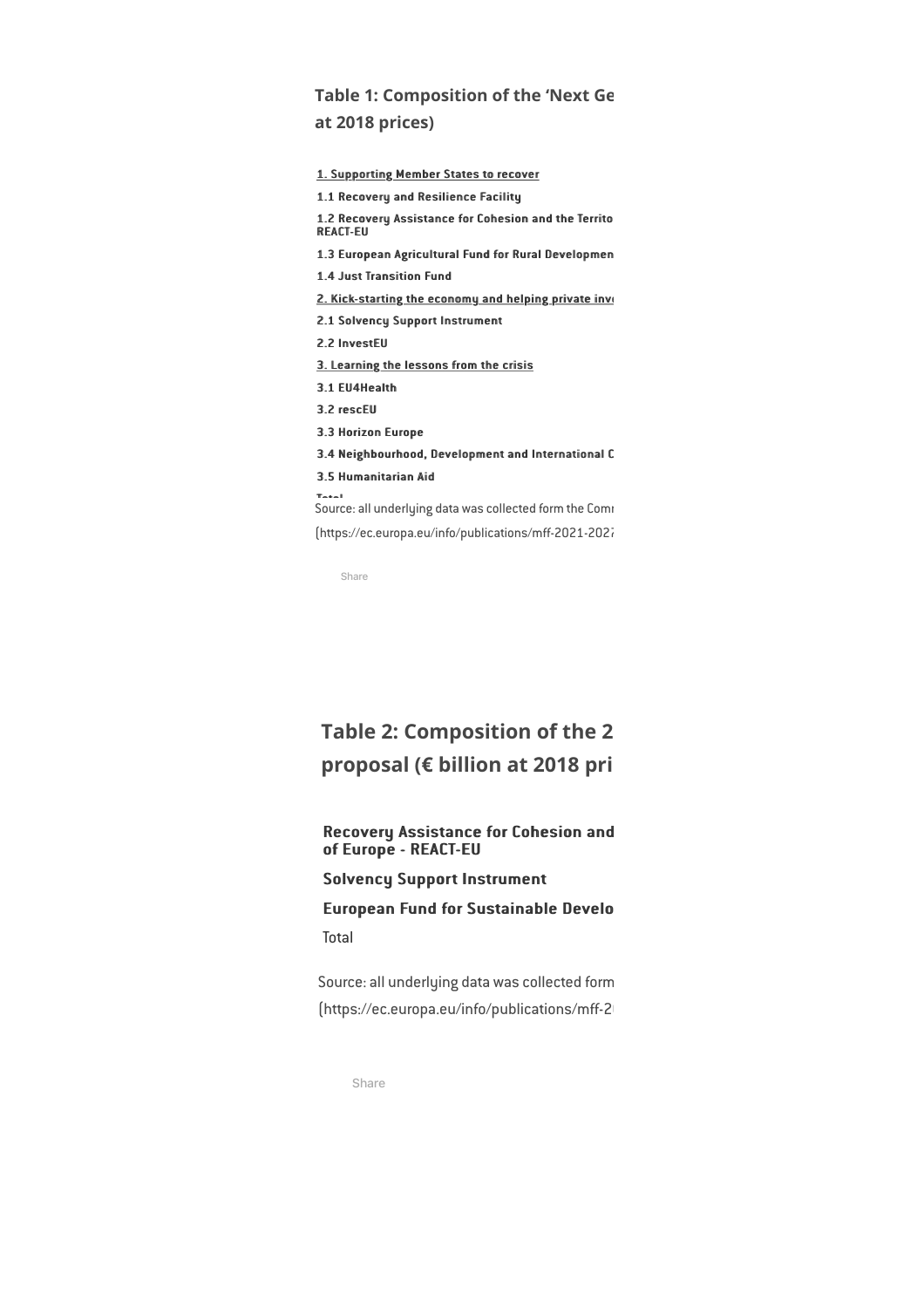**Table 1: Composition of the 'Next Ge at 2018 prices)**

| |
|---|
| 1. Supporting Member States to recover |
| 1.1 Recovery and Resilience Facility |
| 1.2 Recovery Assistance for Cohesion and the Territo REACT-EU |
| 1.3 European Agricultural Fund for Rural Developmen |
| 1.4 Just Transition Fund |
| 2. Kick-starting the economy and helping private inv |
| 2.1 Solvency Support Instrument |
| 2.2 InvestEU |
| 3. Learning the lessons from the crisis |
| 3.1 EU4Health |
| 3.2 rescEU |
| 3.3 Horizon Europe |
| 3.4 Neighbourhood, Development and International C |
| 3.5 Humanitarian Aid |
| Total |

Source: all underlying data was collected form the Comı (https://ec.europa.eu/info/publications/mff-2021-2027

Share

**Table 2: Composition of the 2 proposal (€ billion at 2018 pri**

| |
|---|
| Recovery Assistance for Cohesion and of Europe - REACT-EU |
| Solvency Support Instrument |
| European Fund for Sustainable Develo |
| Total |

Source: all underlying data was collected form (https://ec.europa.eu/info/publications/mff-2

Share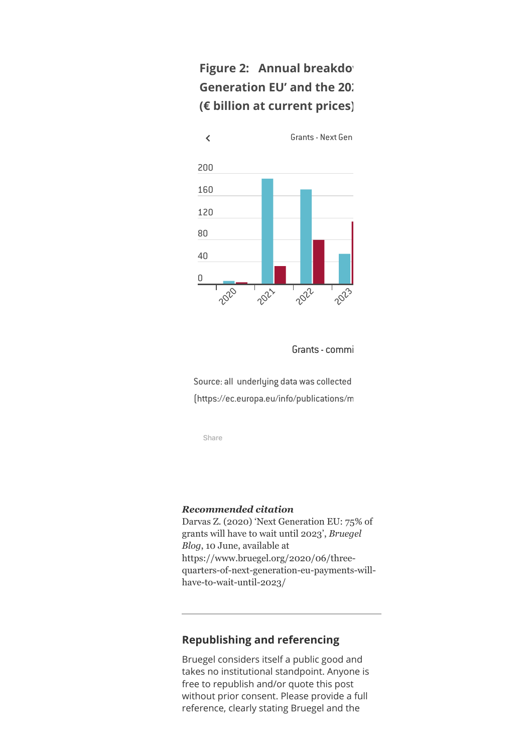**Figure 2: Annual breakdo Generation EU' and the 20: (€ billion at current prices)**

Grants - Next Gen

200
160
120
80
40
0

2020 2021 2022 2023

Grants - commi

Source: all underlying data was collected (https://ec.europa.eu/info/publications/m

Share

***Recommended citation***
Darvas Z. (2020) 'Next Generation EU: 75% of grants will have to wait until 2023', *Bruegel Blog*, 10 June, available at https://www.bruegel.org/2020/06/three-quarters-of-next-generation-eu-payments-will-have-to-wait-until-2023/

## Republishing and referencing

Bruegel considers itself a public good and takes no institutional standpoint. Anyone is free to republish and/or quote this post without prior consent. Please provide a full reference, clearly stating Bruegel and the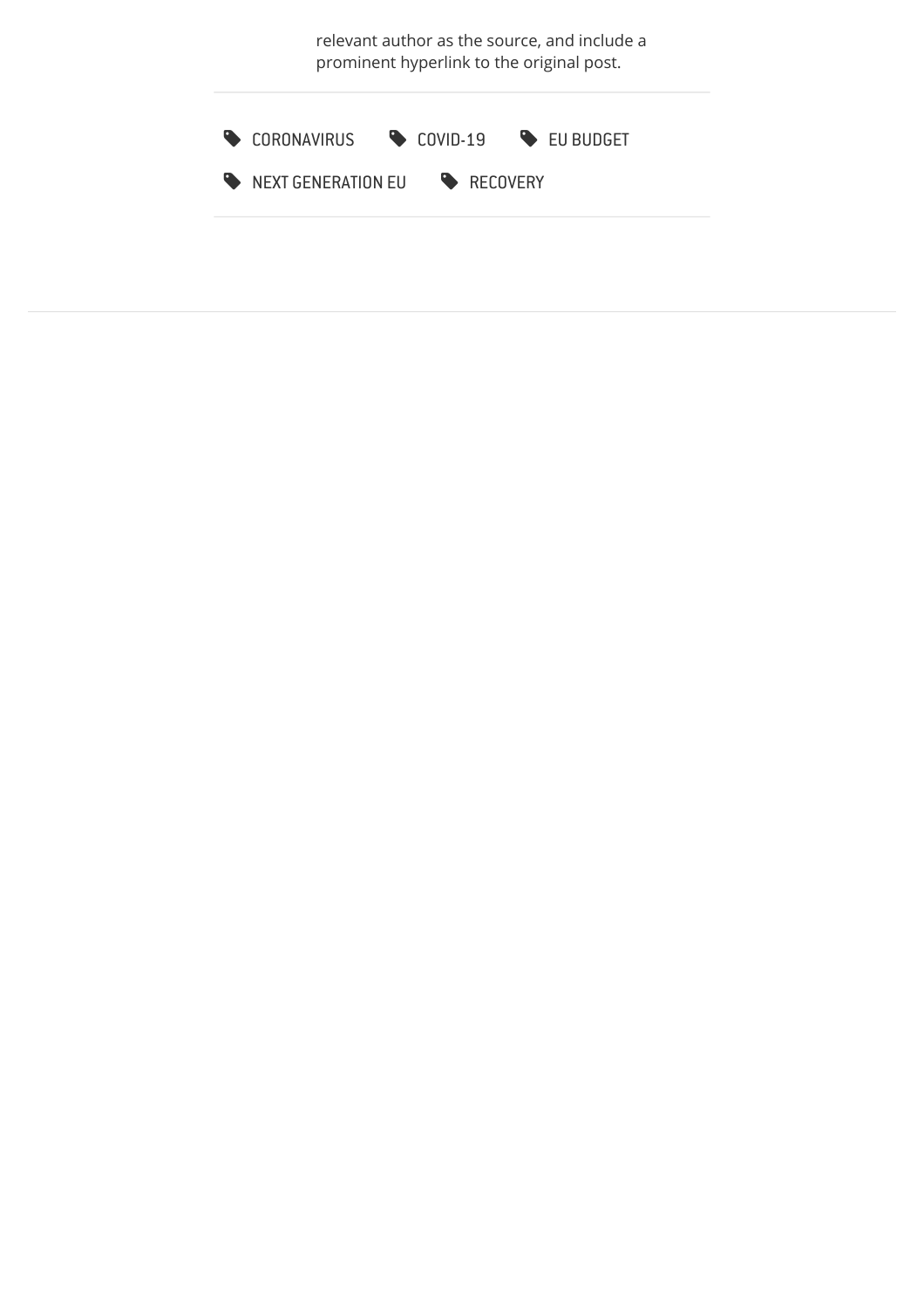relevant author as the source, and include a prominent hyperlink to the original post.

CORONAVIRUS COVID-19 EU BUDGET

NEXT GENERATION EU RECOVERY